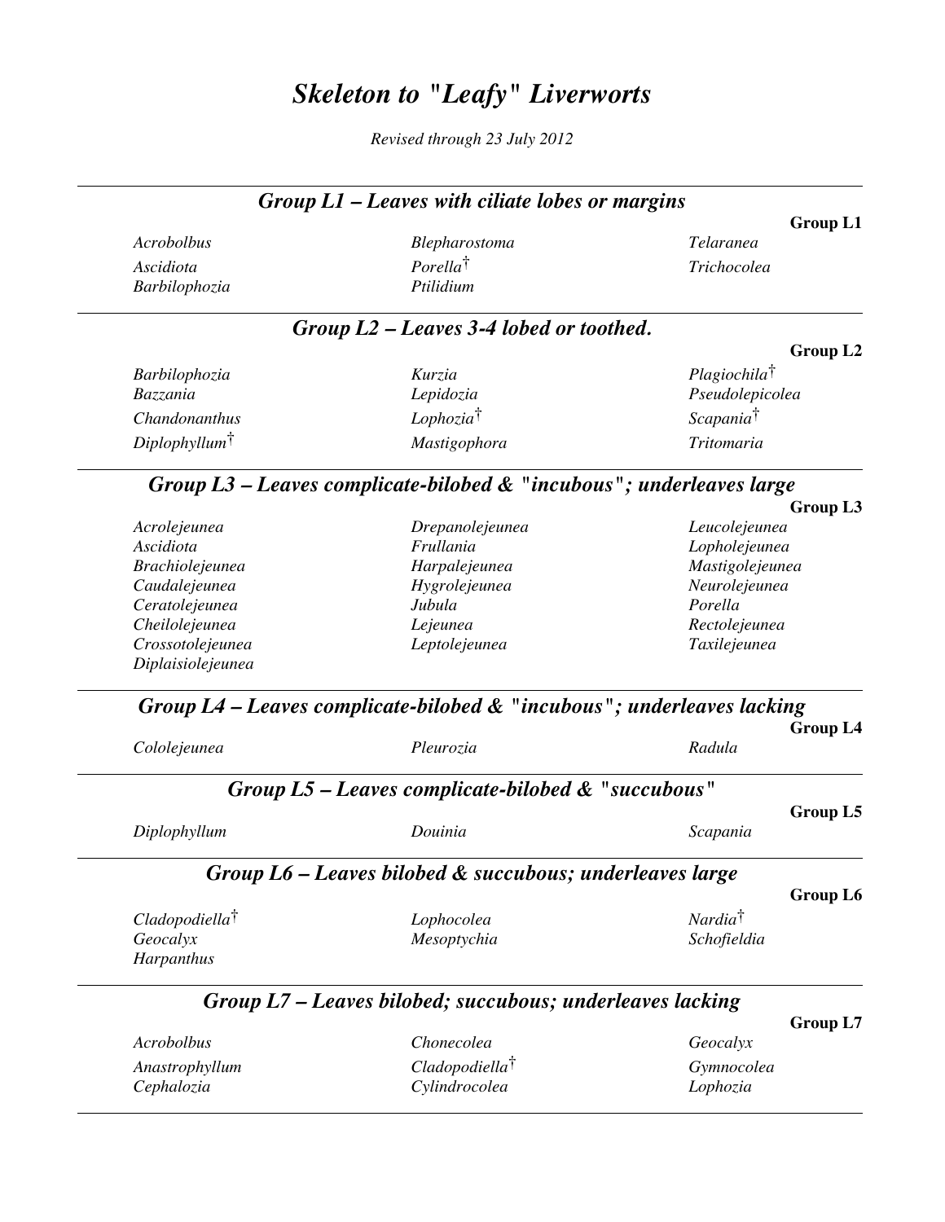# *Skeleton to "Leafy" Liverworts*

*Revised through 23 July 2012*

## *Group L1 – Leaves with ciliate lobes or margins*

**Group L1**

*Acrobolbus*
*Ascidiota*
*Barbilophozia*
*Blepharostoma*
*Porella*†
*Ptilidium*
*Telaranea*
*Trichocolea*

## *Group L2 – Leaves 3-4 lobed or toothed.*

**Group L2**

*Barbilophozia*
*Bazzania*
*Chandonanthus*
*Diplophyllum*†
*Kurzia*
*Lepidozia*
*Lophozia*†
*Mastigophora*
*Plagiochila*†
*Pseudolepicolea*
*Scapania*†
*Tritomaria*

## *Group L3 – Leaves complicate-bilobed & "incubous"; underleaves large*

**Group L3**

*Acrolejeunea*
*Ascidiota*
*Brachiolejeunea*
*Caudalejeunea*
*Ceratolejeunea*
*Cheilolejeunea*
*Crossotolejeunea*
*Diplaisiolejeunea*
*Drepanolejeunea*
*Frullania*
*Harpalejeunea*
*Hygrolejeunea*
*Jubula*
*Lejeunea*
*Leptolejeunea*
*Leucolejeunea*
*Lopholejeunea*
*Mastigolejeunea*
*Neurolejeunea*
*Porella*
*Rectolejeunea*
*Taxilejeunea*

## *Group L4 – Leaves complicate-bilobed & "incubous"; underleaves lacking*

**Group L4**

*Cololejeunea*
*Pleurozia*
*Radula*

## *Group L5 – Leaves complicate-bilobed & "succubous"*

**Group L5**

*Diplophyllum*
*Douinia*
*Scapania*

## *Group L6 – Leaves bilobed & succubous; underleaves large*

**Group L6**

*Cladopodiella*†
*Geocalyx*
*Harpanthus*
*Lophocolea*
*Mesoptychia*
*Nardia*†
*Schofieldia*

## *Group L7 – Leaves bilobed; succubous; underleaves lacking*

**Group L7**

*Acrobolbus*
*Anastrophyllum*
*Cephalozia*
*Chonecolea*
*Cladopodiella*†
*Cylindrocolea*
*Geocalyx*
*Gymnocolea*
*Lophozia*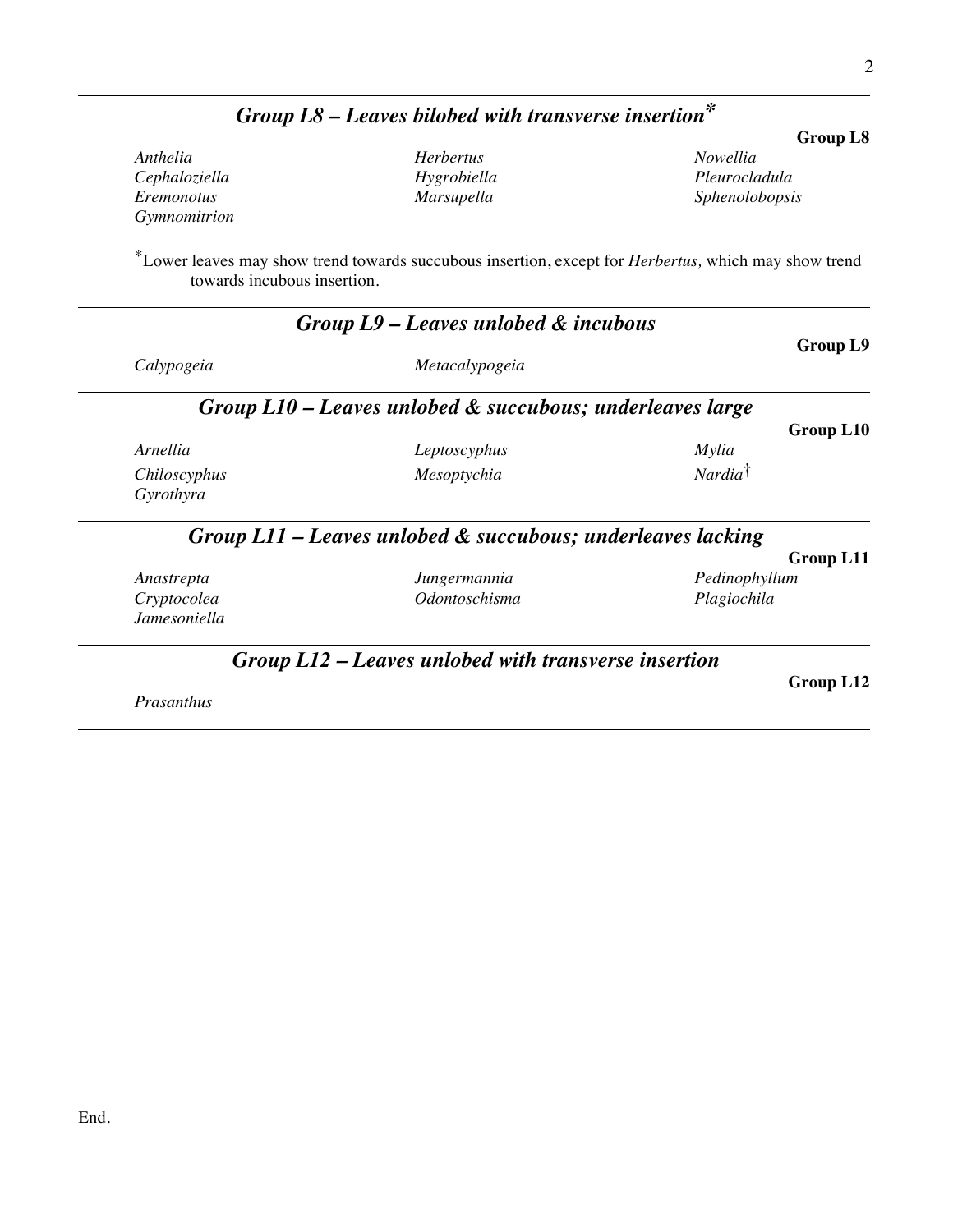## *Group L8 – Leaves bilobed with transverse insertion\**

**Group L8**

*Anthelia*
*Cephaloziella*
*Eremonotus*
*Gymnomitrion*
*Herbertus*
*Hygrobiella*
*Marsupella*
*Nowellia*
*Pleurocladula*
*Sphenolobopsis*

\*Lower leaves may show trend towards succubous insertion, except for *Herbertus,* which may show trend towards incubous insertion.

## *Group L9 – Leaves unlobed & incubous*

**Group L9**

*Calypogeia*
*Metacalypogeia*

## *Group L10 – Leaves unlobed & succubous; underleaves large*

**Group L10**

*Arnellia*
*Chiloscyphus*
*Gyrothyra*
*Leptoscyphus*
*Mesoptychia*
*Mylia*
*Nardia*†

## *Group L11 – Leaves unlobed & succubous; underleaves lacking*

**Group L11**

*Anastrepta*
*Cryptocolea*
*Jamesoniella*
*Jungermannia*
*Odontoschisma*
*Pedinophyllum*
*Plagiochila*

## *Group L12 – Leaves unlobed with transverse insertion*

**Group L12**

*Prasanthus*

End.